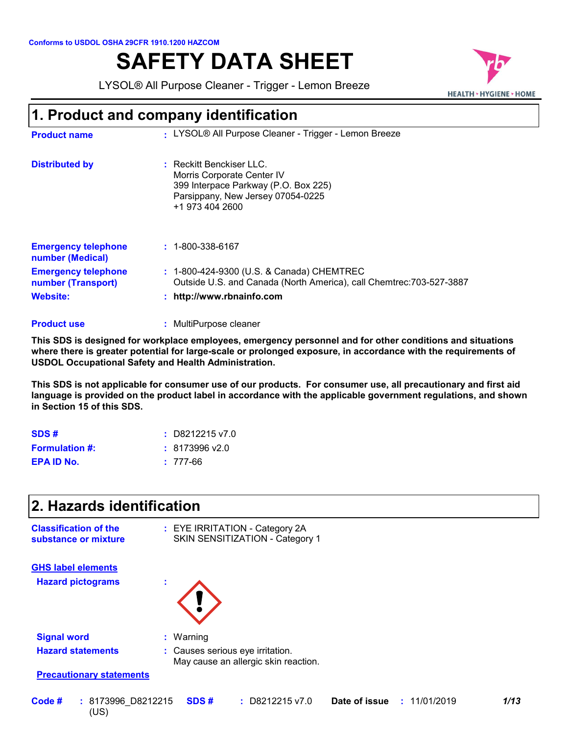Conforms to USDOL OSHA 29CFR 1910.1200 HAZCOM

# SAFETY DATA SHEET

LYSOL® All Purpose Cleaner - Trigger - Lemon Breeze

## 1. Product and company identification

**Product name** : LYSOL® All Purpose Cleaner - Trigger - Lemon Breeze

**Distributed by** : Reckitt Benckiser LLC.
Morris Corporate Center IV
399 Interpace Parkway (P.O. Box 225)
Parsippany, New Jersey 07054-0225
+1 973 404 2600

**Emergency telephone number (Medical)** : 1-800-338-6167

**Emergency telephone number (Transport)** : 1-800-424-9300 (U.S. & Canada) CHEMTREC
Outside U.S. and Canada (North America), call Chemtrec:703-527-3887

**Website:** : **http://www.rbnainfo.com**

**Product use** : MultiPurpose cleaner

**This SDS is designed for workplace employees, emergency personnel and for other conditions and situations where there is greater potential for large-scale or prolonged exposure, in accordance with the requirements of USDOL Occupational Safety and Health Administration.**

**This SDS is not applicable for consumer use of our products. For consumer use, all precautionary and first aid language is provided on the product label in accordance with the applicable government regulations, and shown in Section 15 of this SDS.**

**SDS #** : D8212215 v7.0

**Formulation #:** : 8173996 v2.0

**EPA ID No.** : 777-66

## 2. Hazards identification

**Classification of the substance or mixture** : EYE IRRITATION - Category 2A
SKIN SENSITIZATION - Category 1

**GHS label elements**

**Hazard pictograms** :

**Signal word** : Warning

**Hazard statements** : Causes serious eye irritation.
May cause an allergic skin reaction.

**Precautionary statements**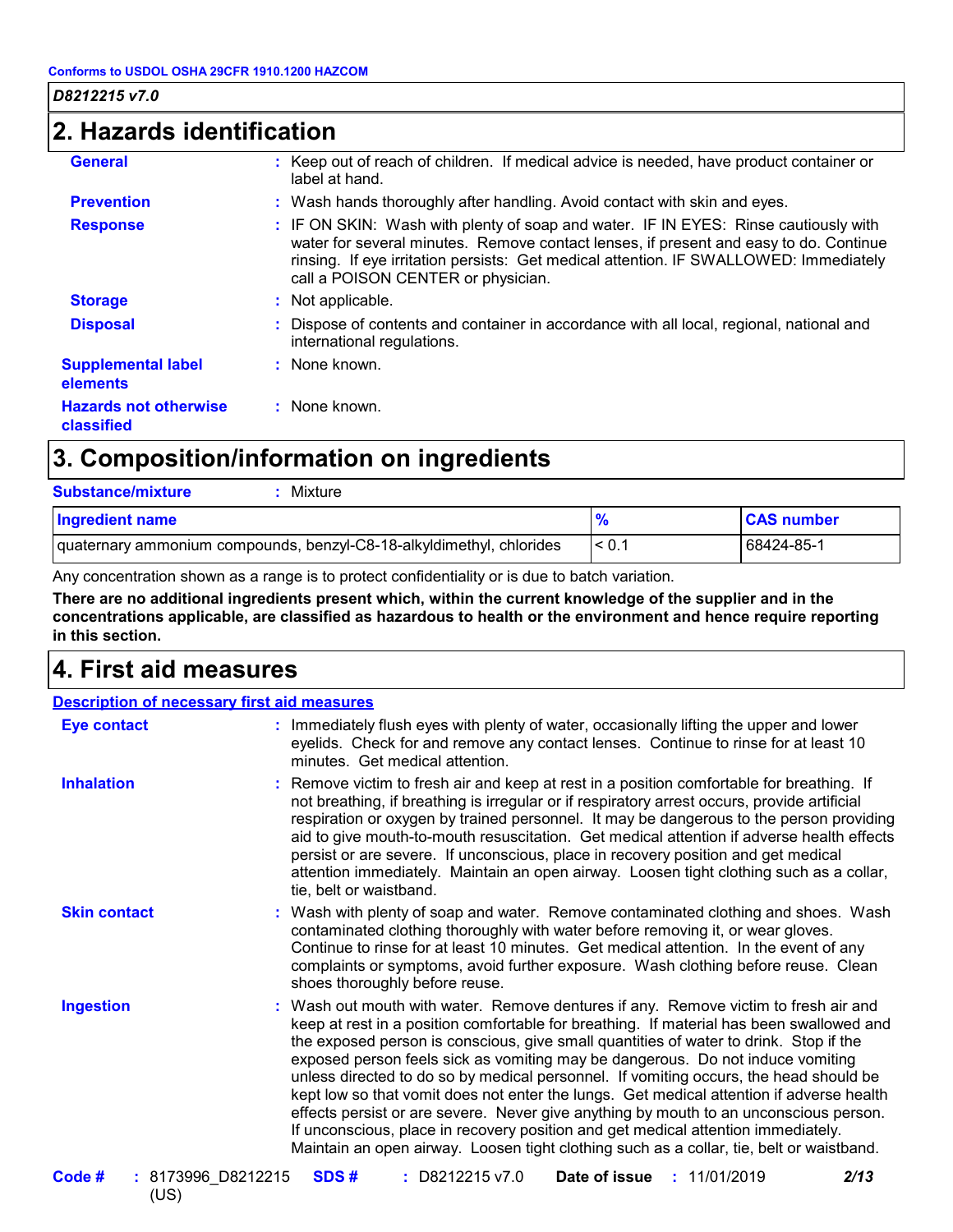## 2. Hazards identification

**General** : Keep out of reach of children. If medical advice is needed, have product container or label at hand.

**Prevention** : Wash hands thoroughly after handling. Avoid contact with skin and eyes.

**Response** : IF ON SKIN: Wash with plenty of soap and water. IF IN EYES: Rinse cautiously with water for several minutes. Remove contact lenses, if present and easy to do. Continue rinsing. If eye irritation persists: Get medical attention. IF SWALLOWED: Immediately call a POISON CENTER or physician.

**Storage** : Not applicable.

**Disposal** : Dispose of contents and container in accordance with all local, regional, national and international regulations.

**Supplemental label elements** : None known.

**Hazards not otherwise classified** : None known.

## 3. Composition/information on ingredients

**Substance/mixture** : Mixture

| Ingredient name | % | CAS number |
|---|---|---|
| quaternary ammonium compounds, benzyl-C8-18-alkyldimethyl, chlorides | < 0.1 | 68424-85-1 |

Any concentration shown as a range is to protect confidentiality or is due to batch variation.

**There are no additional ingredients present which, within the current knowledge of the supplier and in the concentrations applicable, are classified as hazardous to health or the environment and hence require reporting in this section.**

## 4. First aid measures

### Description of necessary first aid measures

**Eye contact** : Immediately flush eyes with plenty of water, occasionally lifting the upper and lower eyelids. Check for and remove any contact lenses. Continue to rinse for at least 10 minutes. Get medical attention.

**Inhalation** : Remove victim to fresh air and keep at rest in a position comfortable for breathing. If not breathing, if breathing is irregular or if respiratory arrest occurs, provide artificial respiration or oxygen by trained personnel. It may be dangerous to the person providing aid to give mouth-to-mouth resuscitation. Get medical attention if adverse health effects persist or are severe. If unconscious, place in recovery position and get medical attention immediately. Maintain an open airway. Loosen tight clothing such as a collar, tie, belt or waistband.

**Skin contact** : Wash with plenty of soap and water. Remove contaminated clothing and shoes. Wash contaminated clothing thoroughly with water before removing it, or wear gloves. Continue to rinse for at least 10 minutes. Get medical attention. In the event of any complaints or symptoms, avoid further exposure. Wash clothing before reuse. Clean shoes thoroughly before reuse.

**Ingestion** : Wash out mouth with water. Remove dentures if any. Remove victim to fresh air and keep at rest in a position comfortable for breathing. If material has been swallowed and the exposed person is conscious, give small quantities of water to drink. Stop if the exposed person feels sick as vomiting may be dangerous. Do not induce vomiting unless directed to do so by medical personnel. If vomiting occurs, the head should be kept low so that vomit does not enter the lungs. Get medical attention if adverse health effects persist or are severe. Never give anything by mouth to an unconscious person. If unconscious, place in recovery position and get medical attention immediately. Maintain an open airway. Loosen tight clothing such as a collar, tie, belt or waistband.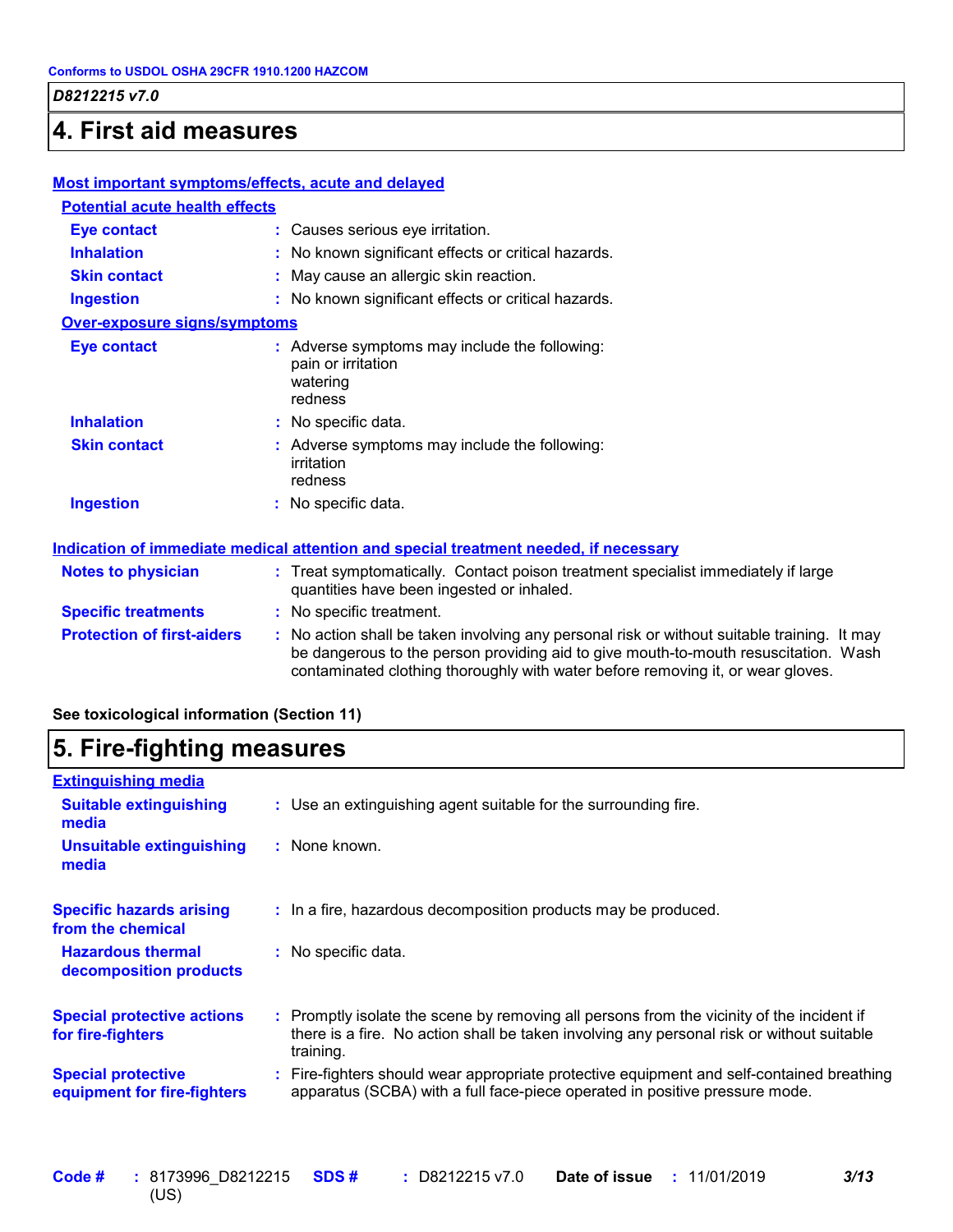## 4. First aid measures

### Most important symptoms/effects, acute and delayed

**Potential acute health effects**

| | |
|---|---|
| **Eye contact** | Causes serious eye irritation. |
| **Inhalation** | No known significant effects or critical hazards. |
| **Skin contact** | May cause an allergic skin reaction. |
| **Ingestion** | No known significant effects or critical hazards. |

**Over-exposure signs/symptoms**

| | |
|---|---|
| **Eye contact** | Adverse symptoms may include the following: pain or irritation, watering, redness |
| **Inhalation** | No specific data. |
| **Skin contact** | Adverse symptoms may include the following: irritation, redness |
| **Ingestion** | No specific data. |

### Indication of immediate medical attention and special treatment needed, if necessary

| | |
|---|---|
| **Notes to physician** | Treat symptomatically. Contact poison treatment specialist immediately if large quantities have been ingested or inhaled. |
| **Specific treatments** | No specific treatment. |
| **Protection of first-aiders** | No action shall be taken involving any personal risk or without suitable training. It may be dangerous to the person providing aid to give mouth-to-mouth resuscitation. Wash contaminated clothing thoroughly with water before removing it, or wear gloves. |

**See toxicological information (Section 11)**

## 5. Fire-fighting measures

### Extinguishing media

| | |
|---|---|
| **Suitable extinguishing media** | Use an extinguishing agent suitable for the surrounding fire. |
| **Unsuitable extinguishing media** | None known. |

| | |
|---|---|
| **Specific hazards arising from the chemical** | In a fire, hazardous decomposition products may be produced. |
| **Hazardous thermal decomposition products** | No specific data. |
| **Special protective actions for fire-fighters** | Promptly isolate the scene by removing all persons from the vicinity of the incident if there is a fire. No action shall be taken involving any personal risk or without suitable training. |
| **Special protective equipment for fire-fighters** | Fire-fighters should wear appropriate protective equipment and self-contained breathing apparatus (SCBA) with a full face-piece operated in positive pressure mode. |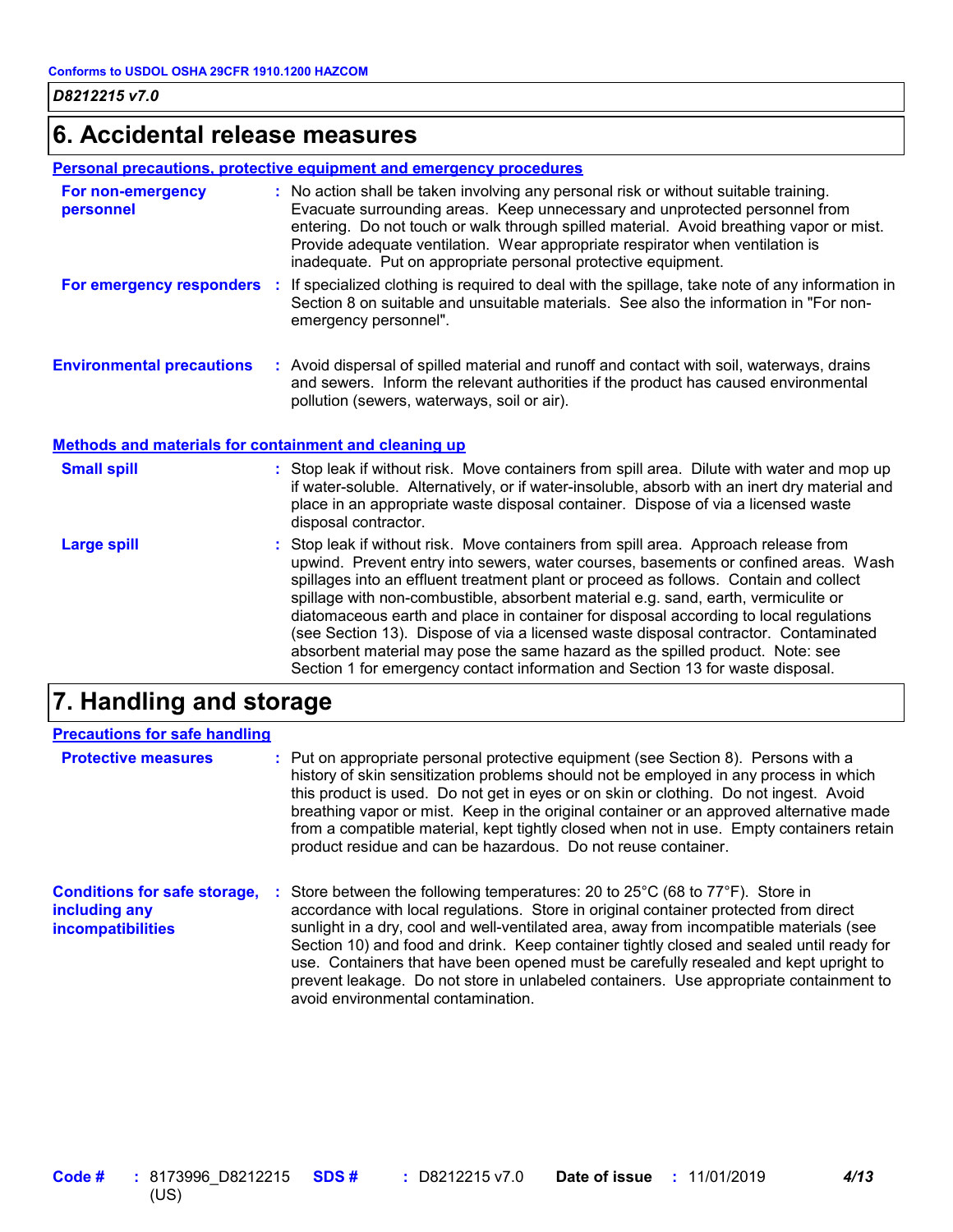## 6. Accidental release measures

### Personal precautions, protective equipment and emergency procedures

**For non-emergency personnel** : No action shall be taken involving any personal risk or without suitable training. Evacuate surrounding areas. Keep unnecessary and unprotected personnel from entering. Do not touch or walk through spilled material. Avoid breathing vapor or mist. Provide adequate ventilation. Wear appropriate respirator when ventilation is inadequate. Put on appropriate personal protective equipment.

**For emergency responders** : If specialized clothing is required to deal with the spillage, take note of any information in Section 8 on suitable and unsuitable materials. See also the information in "For non-emergency personnel".

**Environmental precautions** : Avoid dispersal of spilled material and runoff and contact with soil, waterways, drains and sewers. Inform the relevant authorities if the product has caused environmental pollution (sewers, waterways, soil or air).

### Methods and materials for containment and cleaning up

**Small spill** : Stop leak if without risk. Move containers from spill area. Dilute with water and mop up if water-soluble. Alternatively, or if water-insoluble, absorb with an inert dry material and place in an appropriate waste disposal container. Dispose of via a licensed waste disposal contractor.

**Large spill** : Stop leak if without risk. Move containers from spill area. Approach release from upwind. Prevent entry into sewers, water courses, basements or confined areas. Wash spillages into an effluent treatment plant or proceed as follows. Contain and collect spillage with non-combustible, absorbent material e.g. sand, earth, vermiculite or diatomaceous earth and place in container for disposal according to local regulations (see Section 13). Dispose of via a licensed waste disposal contractor. Contaminated absorbent material may pose the same hazard as the spilled product. Note: see Section 1 for emergency contact information and Section 13 for waste disposal.

## 7. Handling and storage

### Precautions for safe handling

**Protective measures** : Put on appropriate personal protective equipment (see Section 8). Persons with a history of skin sensitization problems should not be employed in any process in which this product is used. Do not get in eyes or on skin or clothing. Do not ingest. Avoid breathing vapor or mist. Keep in the original container or an approved alternative made from a compatible material, kept tightly closed when not in use. Empty containers retain product residue and can be hazardous. Do not reuse container.

**Conditions for safe storage, including any incompatibilities** : Store between the following temperatures: 20 to 25°C (68 to 77°F). Store in accordance with local regulations. Store in original container protected from direct sunlight in a dry, cool and well-ventilated area, away from incompatible materials (see Section 10) and food and drink. Keep container tightly closed and sealed until ready for use. Containers that have been opened must be carefully resealed and kept upright to prevent leakage. Do not store in unlabeled containers. Use appropriate containment to avoid environmental contamination.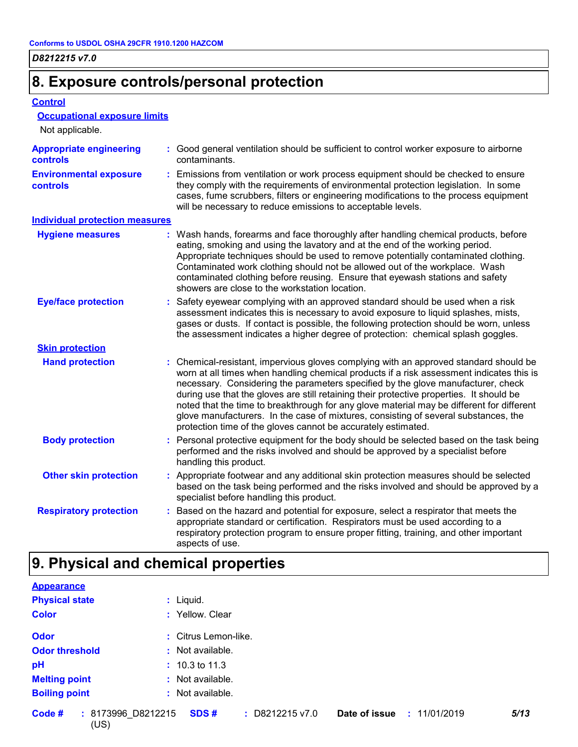## 8. Exposure controls/personal protection

### Control

#### Occupational exposure limits

Not applicable.

**Appropriate engineering controls** : Good general ventilation should be sufficient to control worker exposure to airborne contaminants.

**Environmental exposure controls** : Emissions from ventilation or work process equipment should be checked to ensure they comply with the requirements of environmental protection legislation. In some cases, fume scrubbers, filters or engineering modifications to the process equipment will be necessary to reduce emissions to acceptable levels.

### Individual protection measures

**Hygiene measures** : Wash hands, forearms and face thoroughly after handling chemical products, before eating, smoking and using the lavatory and at the end of the working period. Appropriate techniques should be used to remove potentially contaminated clothing. Contaminated work clothing should not be allowed out of the workplace. Wash contaminated clothing before reusing. Ensure that eyewash stations and safety showers are close to the workstation location.

**Eye/face protection** : Safety eyewear complying with an approved standard should be used when a risk assessment indicates this is necessary to avoid exposure to liquid splashes, mists, gases or dusts. If contact is possible, the following protection should be worn, unless the assessment indicates a higher degree of protection: chemical splash goggles.

#### Skin protection

**Hand protection** : Chemical-resistant, impervious gloves complying with an approved standard should be worn at all times when handling chemical products if a risk assessment indicates this is necessary. Considering the parameters specified by the glove manufacturer, check during use that the gloves are still retaining their protective properties. It should be noted that the time to breakthrough for any glove material may be different for different glove manufacturers. In the case of mixtures, consisting of several substances, the protection time of the gloves cannot be accurately estimated.

**Body protection** : Personal protective equipment for the body should be selected based on the task being performed and the risks involved and should be approved by a specialist before handling this product.

**Other skin protection** : Appropriate footwear and any additional skin protection measures should be selected based on the task being performed and the risks involved and should be approved by a specialist before handling this product.

**Respiratory protection** : Based on the hazard and potential for exposure, select a respirator that meets the appropriate standard or certification. Respirators must be used according to a respiratory protection program to ensure proper fitting, training, and other important aspects of use.

## 9. Physical and chemical properties

### Appearance

**Physical state** : Liquid.

**Color** : Yellow. Clear

**Odor** : Citrus Lemon-like.

**Odor threshold** : Not available.

**pH** : 10.3 to 11.3

**Melting point** : Not available.

**Boiling point** : Not available.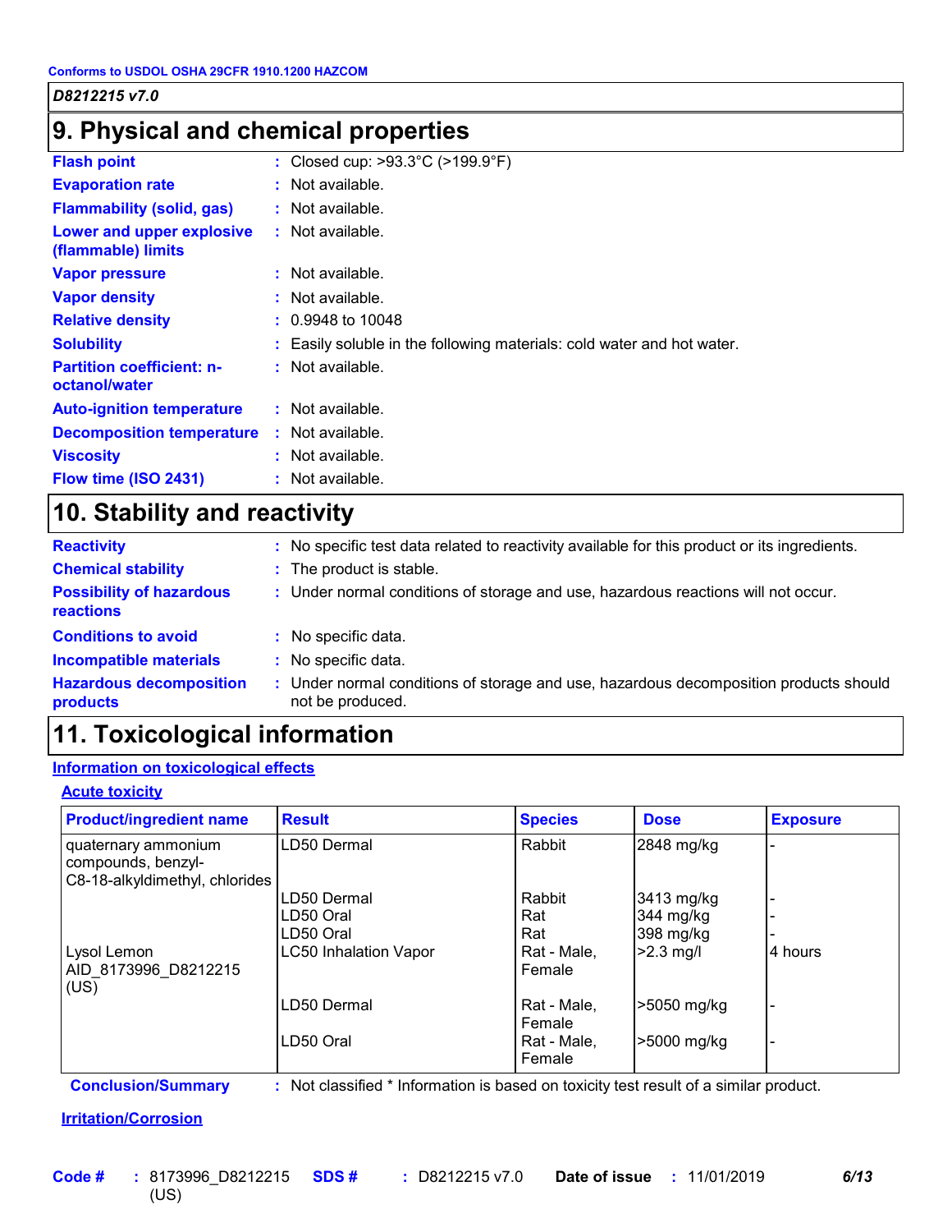Conforms to USDOL OSHA 29CFR 1910.1200 HAZCOM

*D8212215 v7.0*

## 9. Physical and chemical properties

| | |
|---|---|
| **Flash point** | : Closed cup: >93.3°C (>199.9°F) |
| **Evaporation rate** | : Not available. |
| **Flammability (solid, gas)** | : Not available. |
| **Lower and upper explosive (flammable) limits** | : Not available. |
| **Vapor pressure** | : Not available. |
| **Vapor density** | : Not available. |
| **Relative density** | : 0.9948 to 10048 |
| **Solubility** | : Easily soluble in the following materials: cold water and hot water. |
| **Partition coefficient: n-octanol/water** | : Not available. |
| **Auto-ignition temperature** | : Not available. |
| **Decomposition temperature** | : Not available. |
| **Viscosity** | : Not available. |
| **Flow time (ISO 2431)** | : Not available. |

## 10. Stability and reactivity

| | |
|---|---|
| **Reactivity** | : No specific test data related to reactivity available for this product or its ingredients. |
| **Chemical stability** | : The product is stable. |
| **Possibility of hazardous reactions** | : Under normal conditions of storage and use, hazardous reactions will not occur. |
| **Conditions to avoid** | : No specific data. |
| **Incompatible materials** | : No specific data. |
| **Hazardous decomposition products** | : Under normal conditions of storage and use, hazardous decomposition products should not be produced. |

## 11. Toxicological information

**Information on toxicological effects**

**Acute toxicity**

| Product/ingredient name | Result | Species | Dose | Exposure |
|---|---|---|---|---|
| quaternary ammonium compounds, benzyl-C8-18-alkyldimethyl, chlorides | LD50 Dermal | Rabbit | 2848 mg/kg | - |
| | LD50 Dermal | Rabbit | 3413 mg/kg | - |
| | LD50 Oral | Rat | 344 mg/kg | - |
| | LD50 Oral | Rat | 398 mg/kg | - |
| Lysol Lemon AID_8173996_D8212215 (US) | LC50 Inhalation Vapor | Rat - Male, Female | >2.3 mg/l | 4 hours |
| | LD50 Dermal | Rat - Male, Female | >5050 mg/kg | - |
| | LD50 Oral | Rat - Male, Female | >5000 mg/kg | - |

**Conclusion/Summary** : Not classified * Information is based on toxicity test result of a similar product.

**Irritation/Corrosion**

Code # : 8173996_D8212215 (US) SDS # : D8212215 v7.0 Date of issue : 11/01/2019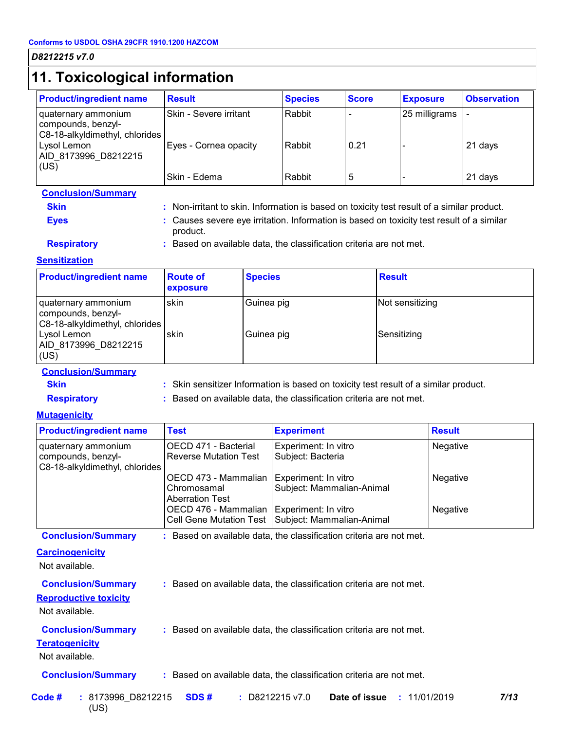Conforms to USDOL OSHA 29CFR 1910.1200 HAZCOM

*D8212215 v7.0*

# 11. Toxicological information

| Product/ingredient name | Result | Species | Score | Exposure | Observation |
|---|---|---|---|---|---|
| quaternary ammonium compounds, benzyl-C8-18-alkyldimethyl, chlorides | Skin - Severe irritant | Rabbit | - | 25 milligrams | - |
| Lysol Lemon AID_8173996_D8212215 (US) | Eyes - Cornea opacity | Rabbit | 0.21 | - | 21 days |
| | Skin - Edema | Rabbit | 5 | - | 21 days |

**Conclusion/Summary**

**Skin** : Non-irritant to skin. Information is based on toxicity test result of a similar product.

**Eyes** : Causes severe eye irritation. Information is based on toxicity test result of a similar product.

**Respiratory** : Based on available data, the classification criteria are not met.

**Sensitization**

| Product/ingredient name | Route of exposure | Species | Result |
|---|---|---|---|
| quaternary ammonium compounds, benzyl-C8-18-alkyldimethyl, chlorides | skin | Guinea pig | Not sensitizing |
| Lysol Lemon AID_8173996_D8212215 (US) | skin | Guinea pig | Sensitizing |

**Conclusion/Summary**

**Skin** : Skin sensitizer Information is based on toxicity test result of a similar product.

**Respiratory** : Based on available data, the classification criteria are not met.

**Mutagenicity**

| Product/ingredient name | Test | Experiment | Result |
|---|---|---|---|
| quaternary ammonium compounds, benzyl-C8-18-alkyldimethyl, chlorides | OECD 471 - Bacterial Reverse Mutation Test | Experiment: In vitro Subject: Bacteria | Negative |
| | OECD 473 - Mammalian Chromosamal Aberration Test | Experiment: In vitro Subject: Mammalian-Animal | Negative |
| | OECD 476 - Mammalian Cell Gene Mutation Test | Experiment: In vitro Subject: Mammalian-Animal | Negative |

**Conclusion/Summary** : Based on available data, the classification criteria are not met.

**Carcinogenicity**

Not available.

**Conclusion/Summary** : Based on available data, the classification criteria are not met.

**Reproductive toxicity**

Not available.

**Conclusion/Summary** : Based on available data, the classification criteria are not met.

**Teratogenicity**

Not available.

**Conclusion/Summary** : Based on available data, the classification criteria are not met.

**Code #** : 8173996_D8212215 (US) **SDS #** : D8212215 v7.0 **Date of issue** : 11/01/2019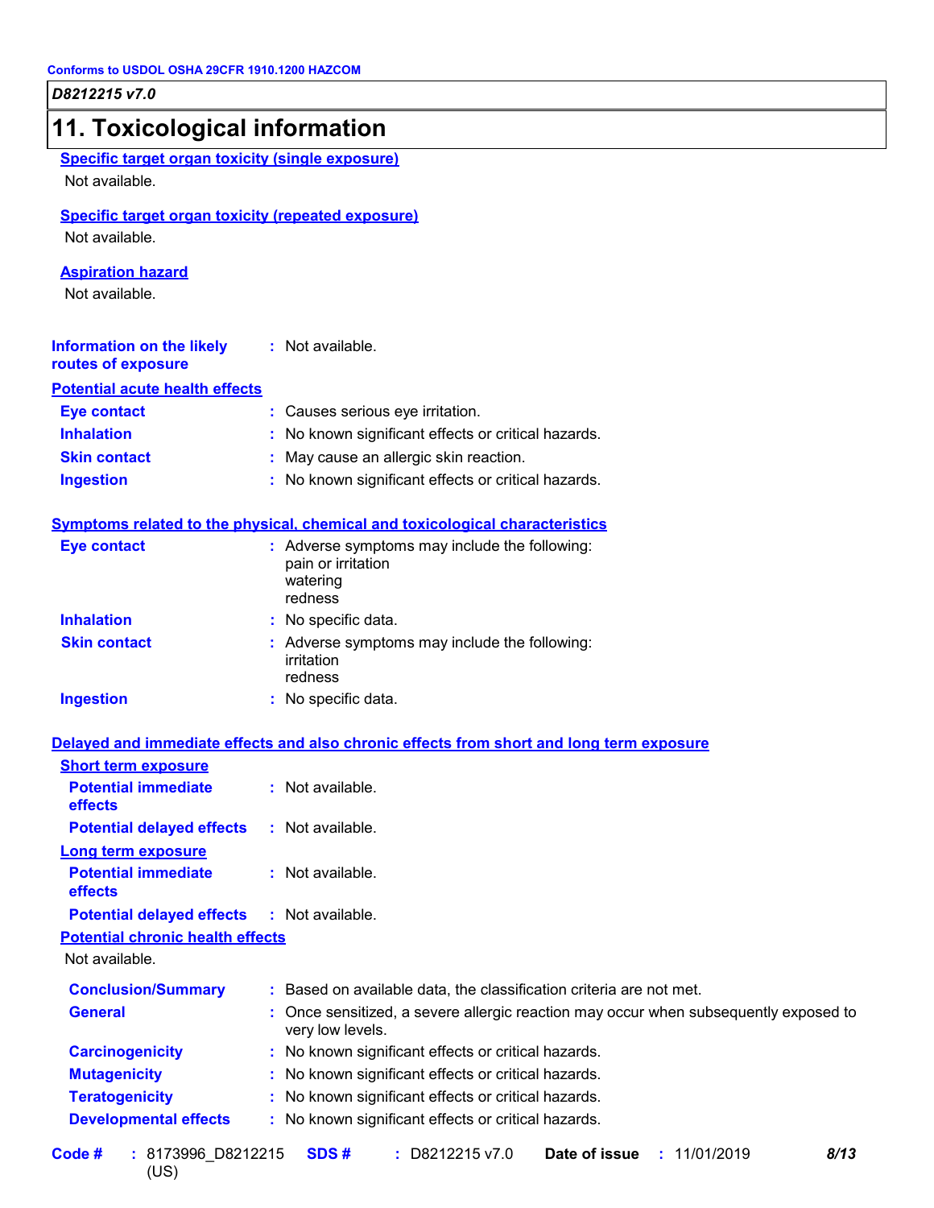## 11. Toxicological information

**Specific target organ toxicity (single exposure)**

Not available.

**Specific target organ toxicity (repeated exposure)**

Not available.

**Aspiration hazard**

Not available.

**Information on the likely routes of exposure** : Not available.

**Potential acute health effects**

| | |
|---|---|
| **Eye contact** | : Causes serious eye irritation. |
| **Inhalation** | : No known significant effects or critical hazards. |
| **Skin contact** | : May cause an allergic skin reaction. |
| **Ingestion** | : No known significant effects or critical hazards. |

**Symptoms related to the physical, chemical and toxicological characteristics**

| | |
|---|---|
| **Eye contact** | : Adverse symptoms may include the following: pain or irritation, watering, redness |
| **Inhalation** | : No specific data. |
| **Skin contact** | : Adverse symptoms may include the following: irritation, redness |
| **Ingestion** | : No specific data. |

**Delayed and immediate effects and also chronic effects from short and long term exposure**

**Short term exposure**

| | |
|---|---|
| **Potential immediate effects** | : Not available. |
| **Potential delayed effects** | : Not available. |

**Long term exposure**

| | |
|---|---|
| **Potential immediate effects** | : Not available. |
| **Potential delayed effects** | : Not available. |

**Potential chronic health effects**

Not available.

| | |
|---|---|
| **Conclusion/Summary** | : Based on available data, the classification criteria are not met. |
| **General** | : Once sensitized, a severe allergic reaction may occur when subsequently exposed to very low levels. |
| **Carcinogenicity** | : No known significant effects or critical hazards. |
| **Mutagenicity** | : No known significant effects or critical hazards. |
| **Teratogenicity** | : No known significant effects or critical hazards. |
| **Developmental effects** | : No known significant effects or critical hazards. |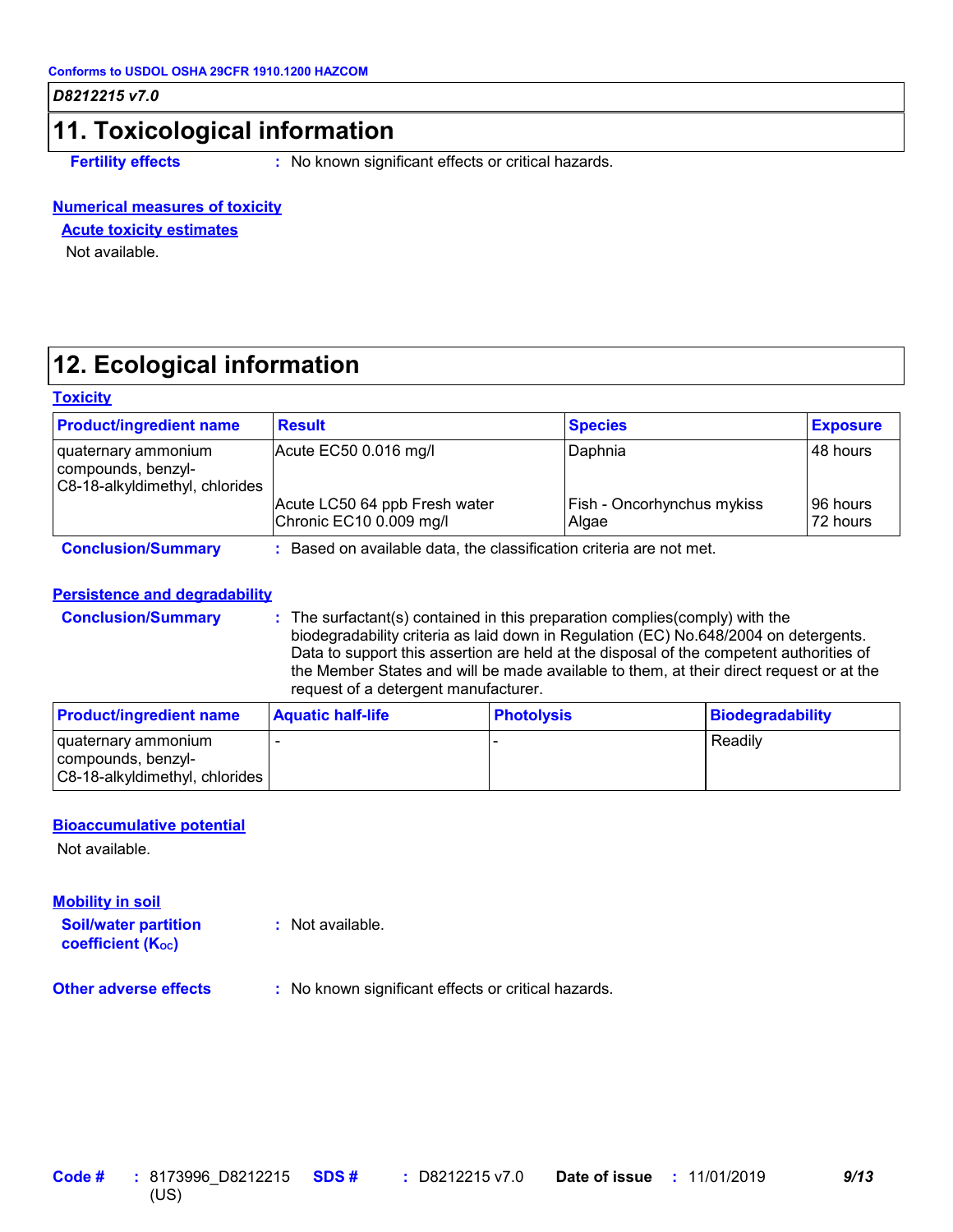## 11. Toxicological information

**Fertility effects** : No known significant effects or critical hazards.

**Numerical measures of toxicity**

**Acute toxicity estimates**

Not available.

## 12. Ecological information

**Toxicity**

| Product/ingredient name | Result | Species | Exposure |
|---|---|---|---|
| quaternary ammonium compounds, benzyl-C8-18-alkyldimethyl, chlorides | Acute EC50 0.016 mg/l | Daphnia | 48 hours |
| | Acute LC50 64 ppb Fresh water | Fish - Oncorhynchus mykiss | 96 hours |
| | Chronic EC10 0.009 mg/l | Algae | 72 hours |

**Conclusion/Summary** : Based on available data, the classification criteria are not met.

**Persistence and degradability**

**Conclusion/Summary** : The surfactant(s) contained in this preparation complies(comply) with the biodegradability criteria as laid down in Regulation (EC) No.648/2004 on detergents. Data to support this assertion are held at the disposal of the competent authorities of the Member States and will be made available to them, at their direct request or at the request of a detergent manufacturer.

| Product/ingredient name | Aquatic half-life | Photolysis | Biodegradability |
|---|---|---|---|
| quaternary ammonium compounds, benzyl-C8-18-alkyldimethyl, chlorides | - | - | Readily |

**Bioaccumulative potential**

Not available.

**Mobility in soil**

**Soil/water partition coefficient ($K_{OC}$)** : Not available.

**Other adverse effects** : No known significant effects or critical hazards.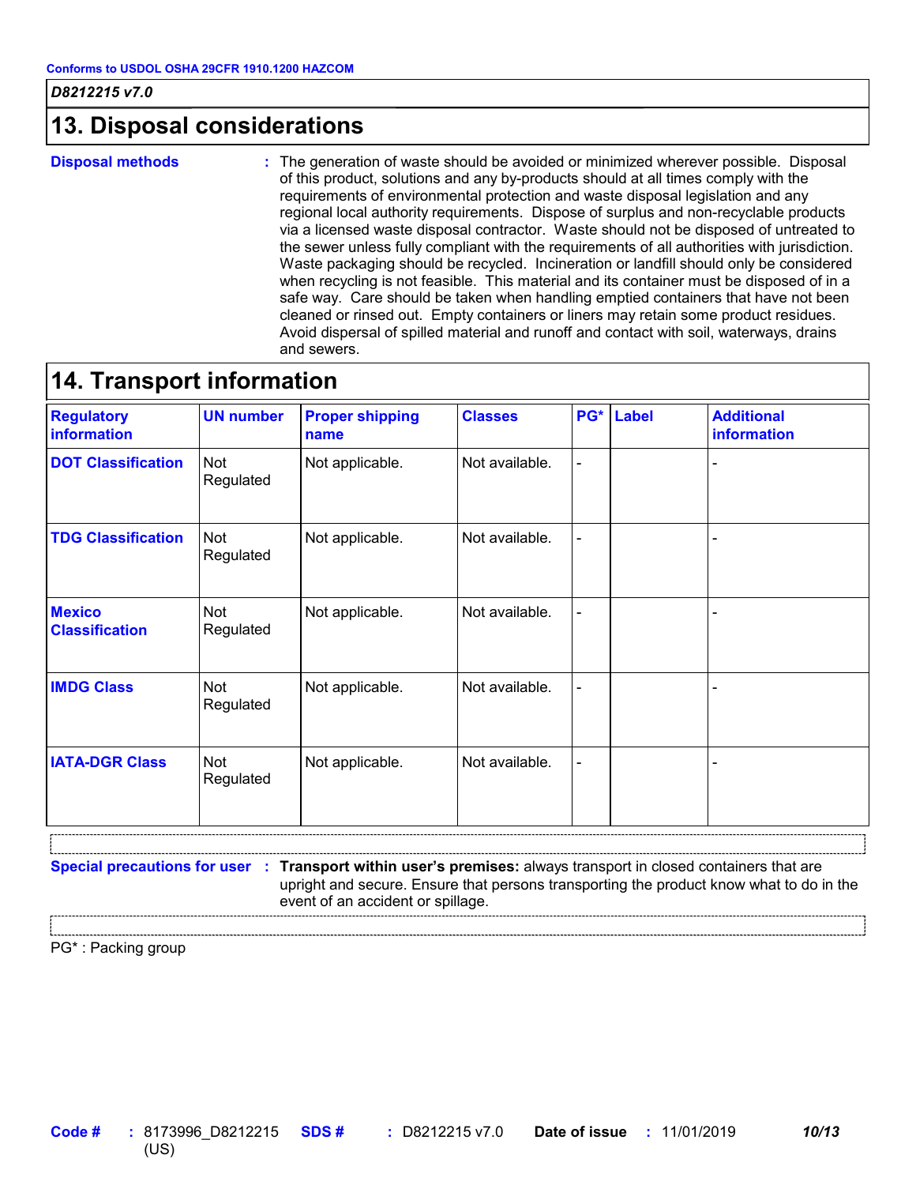## 13. Disposal considerations

**Disposal methods** : The generation of waste should be avoided or minimized wherever possible. Disposal of this product, solutions and any by-products should at all times comply with the requirements of environmental protection and waste disposal legislation and any regional local authority requirements. Dispose of surplus and non-recyclable products via a licensed waste disposal contractor. Waste should not be disposed of untreated to the sewer unless fully compliant with the requirements of all authorities with jurisdiction. Waste packaging should be recycled. Incineration or landfill should only be considered when recycling is not feasible. This material and its container must be disposed of in a safe way. Care should be taken when handling emptied containers that have not been cleaned or rinsed out. Empty containers or liners may retain some product residues. Avoid dispersal of spilled material and runoff and contact with soil, waterways, drains and sewers.

## 14. Transport information

| Regulatory information | UN number | Proper shipping name | Classes | PG* | Label | Additional information |
|---|---|---|---|---|---|---|
| DOT Classification | Not Regulated | Not applicable. | Not available. | - | | - |
| TDG Classification | Not Regulated | Not applicable. | Not available. | - | | - |
| Mexico Classification | Not Regulated | Not applicable. | Not available. | - | | - |
| IMDG Class | Not Regulated | Not applicable. | Not available. | - | | - |
| IATA-DGR Class | Not Regulated | Not applicable. | Not available. | - | | - |

**Special precautions for user** : **Transport within user's premises:** always transport in closed containers that are upright and secure. Ensure that persons transporting the product know what to do in the event of an accident or spillage.

PG* : Packing group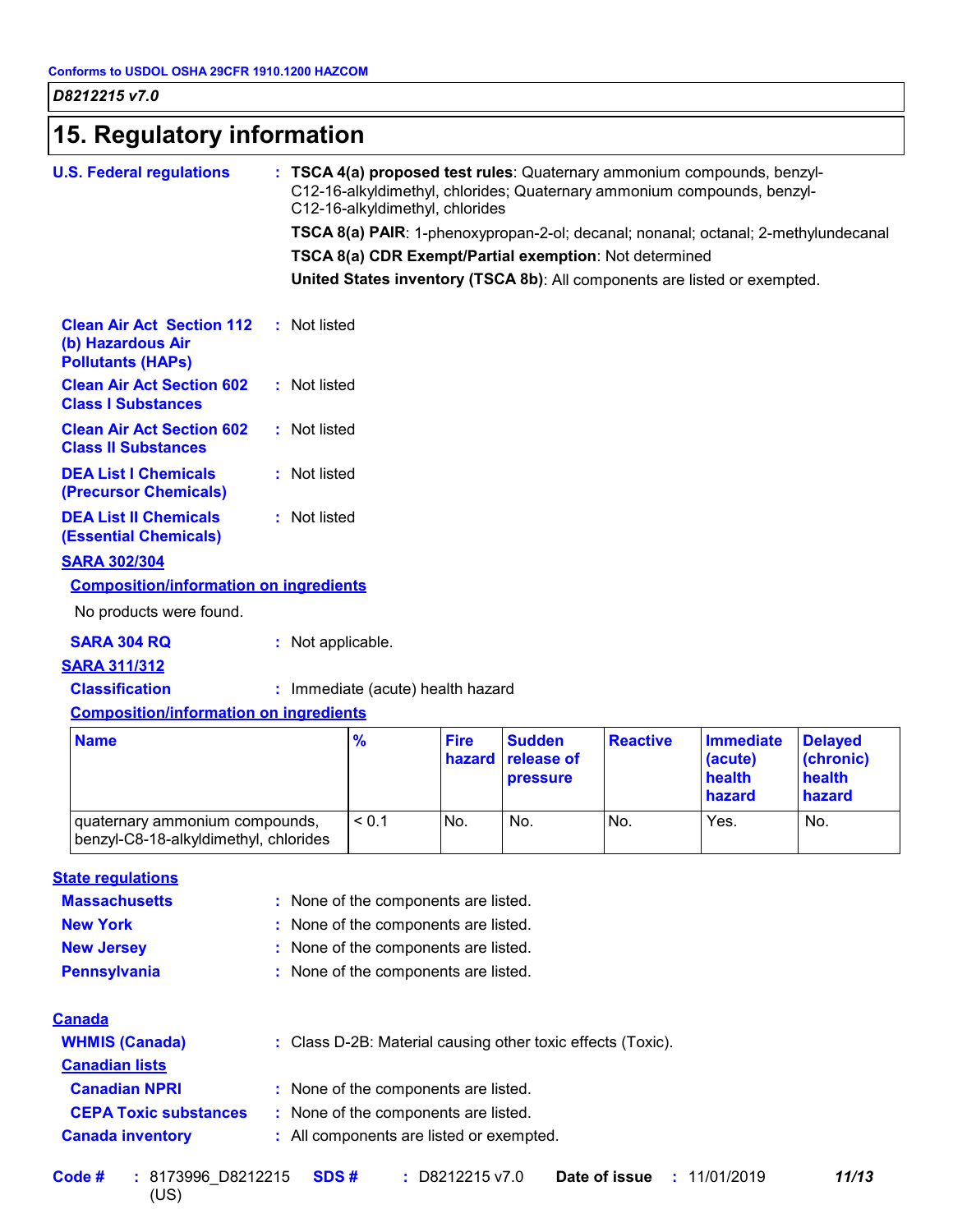## 15. Regulatory information

**U.S. Federal regulations** : **TSCA 4(a) proposed test rules**: Quaternary ammonium compounds, benzyl-C12-16-alkyldimethyl, chlorides; Quaternary ammonium compounds, benzyl-C12-16-alkyldimethyl, chlorides

**TSCA 8(a) PAIR**: 1-phenoxypropan-2-ol; decanal; nonanal; octanal; 2-methylundecanal

**TSCA 8(a) CDR Exempt/Partial exemption**: Not determined

**United States inventory (TSCA 8b)**: All components are listed or exempted.

**Clean Air Act Section 112 (b) Hazardous Air Pollutants (HAPs)** : Not listed

**Clean Air Act Section 602 Class I Substances** : Not listed

**Clean Air Act Section 602 Class II Substances** : Not listed

**DEA List I Chemicals (Precursor Chemicals)** : Not listed

**DEA List II Chemicals (Essential Chemicals)** : Not listed

**SARA 302/304**

**Composition/information on ingredients**

No products were found.

**SARA 304 RQ** : Not applicable.

**SARA 311/312**

**Classification** : Immediate (acute) health hazard

**Composition/information on ingredients**

| Name | % | Fire hazard | Sudden release of pressure | Reactive | Immediate (acute) health hazard | Delayed (chronic) health hazard |
|---|---|---|---|---|---|---|
| quaternary ammonium compounds, benzyl-C8-18-alkyldimethyl, chlorides | < 0.1 | No. | No. | No. | Yes. | No. |

**State regulations**

**Massachusetts** : None of the components are listed.

**New York** : None of the components are listed.

**New Jersey** : None of the components are listed.

**Pennsylvania** : None of the components are listed.

**Canada**

**WHMIS (Canada)** : Class D-2B: Material causing other toxic effects (Toxic).

**Canadian lists**

**Canadian NPRI** : None of the components are listed.

**CEPA Toxic substances** : None of the components are listed.

**Canada inventory** : All components are listed or exempted.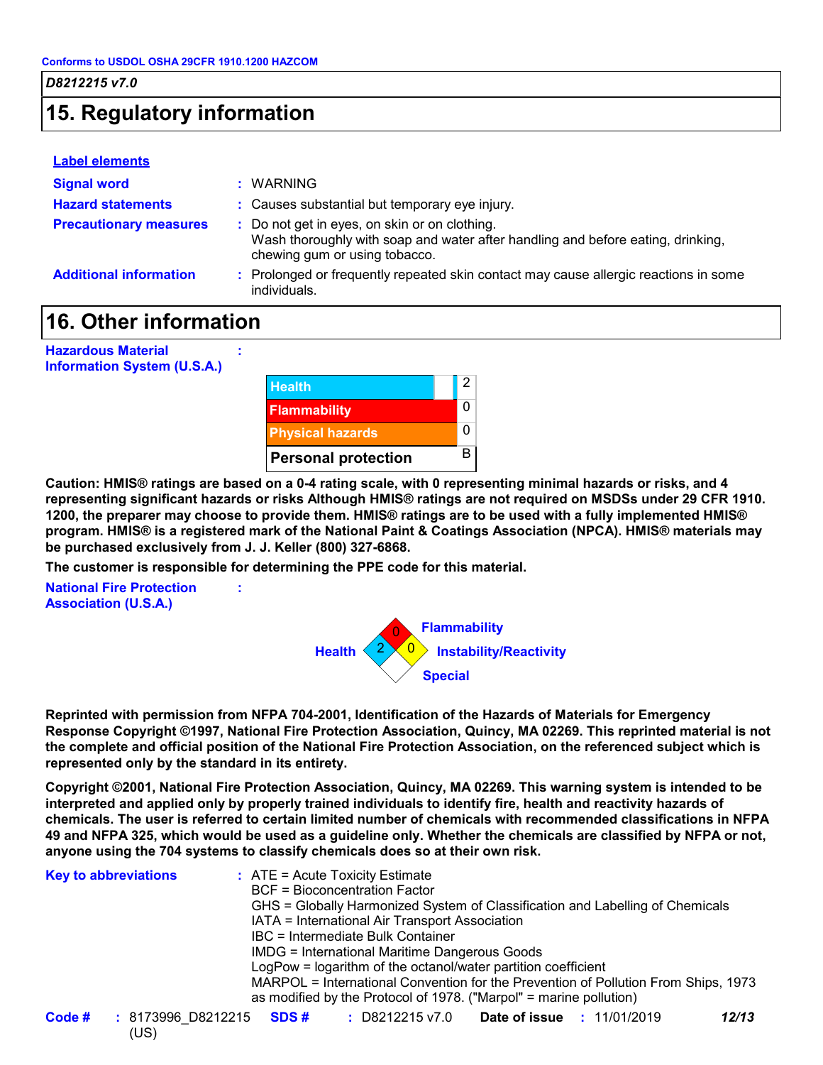Conforms to USDOL OSHA 29CFR 1910.1200 HAZCOM

*D8212215 v7.0*

## 15. Regulatory information

**Label elements**

**Signal word** : WARNING

**Hazard statements** : Causes substantial but temporary eye injury.

**Precautionary measures** : Do not get in eyes, on skin or on clothing.
Wash thoroughly with soap and water after handling and before eating, drinking, chewing gum or using tobacco.

**Additional information** : Prolonged or frequently repeated skin contact may cause allergic reactions in some individuals.

## 16. Other information

**Hazardous Material Information System (U.S.A.)** :

| Category | Rating |
|---|---|
| Health | 2 |
| Flammability | 0 |
| Physical hazards | 0 |
| Personal protection | B |

**Caution: HMIS® ratings are based on a 0-4 rating scale, with 0 representing minimal hazards or risks, and 4 representing significant hazards or risks Although HMIS® ratings are not required on MSDSs under 29 CFR 1910. 1200, the preparer may choose to provide them. HMIS® ratings are to be used with a fully implemented HMIS® program. HMIS® is a registered mark of the National Paint & Coatings Association (NPCA). HMIS® materials may be purchased exclusively from J. J. Keller (800) 327-6868.**

**The customer is responsible for determining the PPE code for this material.**

**National Fire Protection Association (U.S.A.)** :

| Category | Rating |
|---|---|
| Health | 2 |
| Flammability | 0 |
| Instability/Reactivity | 0 |
| Special | |

**Reprinted with permission from NFPA 704-2001, Identification of the Hazards of Materials for Emergency Response Copyright ©1997, National Fire Protection Association, Quincy, MA 02269. This reprinted material is not the complete and official position of the National Fire Protection Association, on the referenced subject which is represented only by the standard in its entirety.**

**Copyright ©2001, National Fire Protection Association, Quincy, MA 02269. This warning system is intended to be interpreted and applied only by properly trained individuals to identify fire, health and reactivity hazards of chemicals. The user is referred to certain limited number of chemicals with recommended classifications in NFPA 49 and NFPA 325, which would be used as a guideline only. Whether the chemicals are classified by NFPA or not, anyone using the 704 systems to classify chemicals does so at their own risk.**

**Key to abbreviations** : ATE = Acute Toxicity Estimate
BCF = Bioconcentration Factor
GHS = Globally Harmonized System of Classification and Labelling of Chemicals
IATA = International Air Transport Association
IBC = Intermediate Bulk Container
IMDG = International Maritime Dangerous Goods
LogPow = logarithm of the octanol/water partition coefficient
MARPOL = International Convention for the Prevention of Pollution From Ships, 1973 as modified by the Protocol of 1978. ("Marpol" = marine pollution)

**Code #** : 8173996_D8212215 (US) **SDS #** : D8212215 v7.0 **Date of issue** : 11/01/2019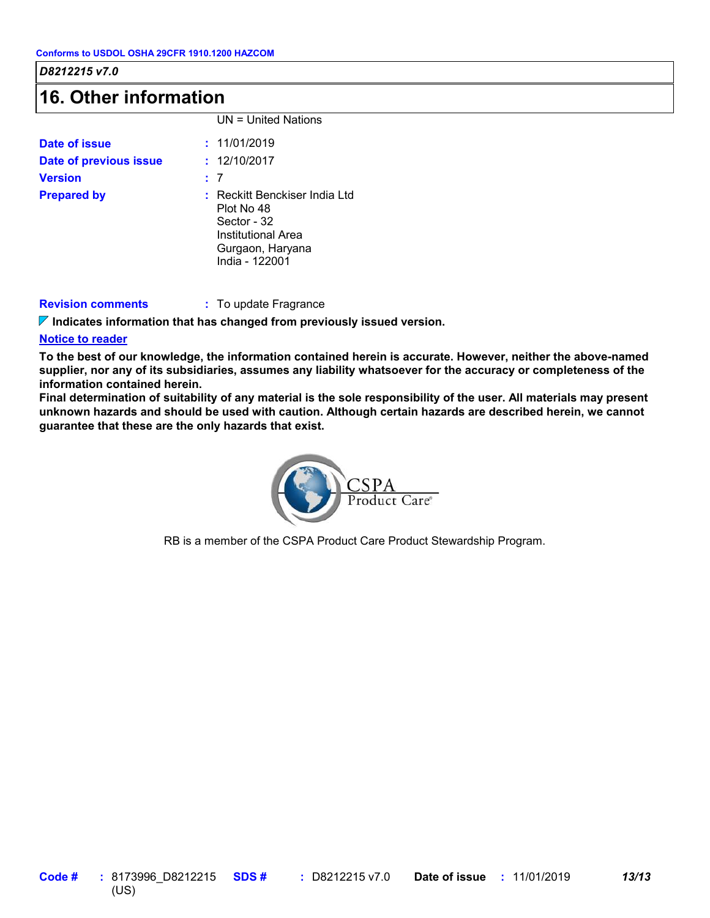## 16. Other information

UN = United Nations

| | | |
|---|---|---|
| **Date of issue** | : | 11/01/2019 |
| **Date of previous issue** | : | 12/10/2017 |
| **Version** | : | 7 |
| **Prepared by** | : | Reckitt Benckiser India Ltd<br>Plot No 48<br>Sector - 32<br>Institutional Area<br>Gurgaon, Haryana<br>India - 122001 |
| **Revision comments** | : | To update Fragrance |

**Indicates information that has changed from previously issued version.**

**Notice to reader**

**To the best of our knowledge, the information contained herein is accurate. However, neither the above-named supplier, nor any of its subsidiaries, assumes any liability whatsoever for the accuracy or completeness of the information contained herein.**

**Final determination of suitability of any material is the sole responsibility of the user. All materials may present unknown hazards and should be used with caution. Although certain hazards are described herein, we cannot guarantee that these are the only hazards that exist.**

CSPA Product Care®

RB is a member of the CSPA Product Care Product Stewardship Program.